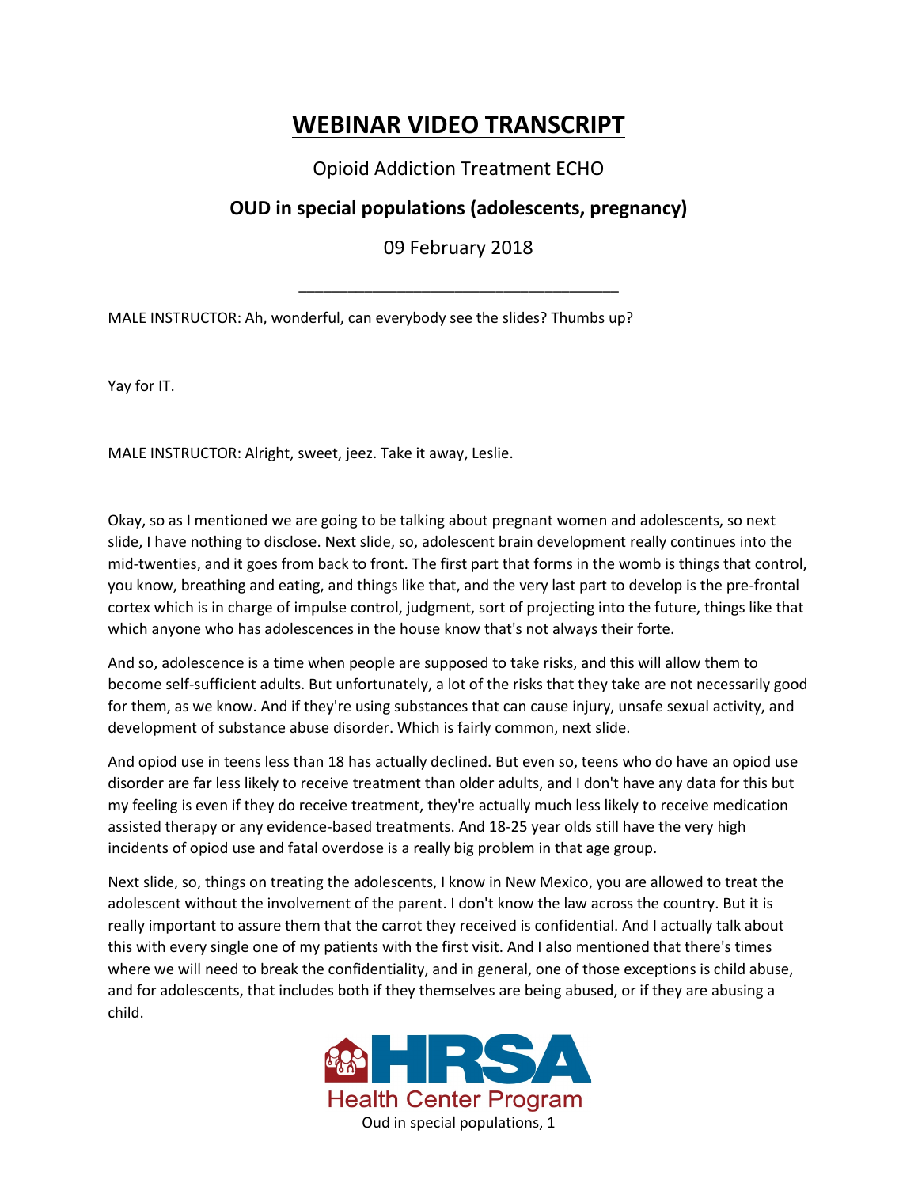# WEBINAR VIDEO TRANSCRIPT

Opioid Addiction Treatment ECHO

**OUD in special populations (adolescents, pregnancy)**

09 February 2018

___

MALE INSTRUCTOR: Ah, wonderful, can everybody see the slides? Thumbs up?

Yay for IT.

MALE INSTRUCTOR: Alright, sweet, jeez. Take it away, Leslie.

Okay, so as I mentioned we are going to be talking about pregnant women and adolescents, so next slide, I have nothing to disclose. Next slide, so, adolescent brain development really continues into the mid-twenties, and it goes from back to front. The first part that forms in the womb is things that control, you know, breathing and eating, and things like that, and the very last part to develop is the pre-frontal cortex which is in charge of impulse control, judgment, sort of projecting into the future, things like that which anyone who has adolescences in the house know that's not always their forte.

And so, adolescence is a time when people are supposed to take risks, and this will allow them to become self-sufficient adults. But unfortunately, a lot of the risks that they take are not necessarily good for them, as we know. And if they're using substances that can cause injury, unsafe sexual activity, and development of substance abuse disorder. Which is fairly common, next slide.

And opioid use in teens less than 18 has actually declined. But even so, teens who do have an opioid use disorder are far less likely to receive treatment than older adults, and I don't have any data for this but my feeling is even if they do receive treatment, they're actually much less likely to receive medication assisted therapy or any evidence-based treatments. And 18-25 year olds still have the very high incidents of opiod use and fatal overdose is a really big problem in that age group.

Next slide, so, things on treating the adolescents, I know in New Mexico, you are allowed to treat the adolescent without the involvement of the parent. I don't know the law across the country. But it is really important to assure them that the carrot they received is confidential. And I actually talk about this with every single one of my patients with the first visit. And I also mentioned that there's times where we will need to break the confidentiality, and in general, one of those exceptions is child abuse, and for adolescents, that includes both if they themselves are being abused, or if they are abusing a child.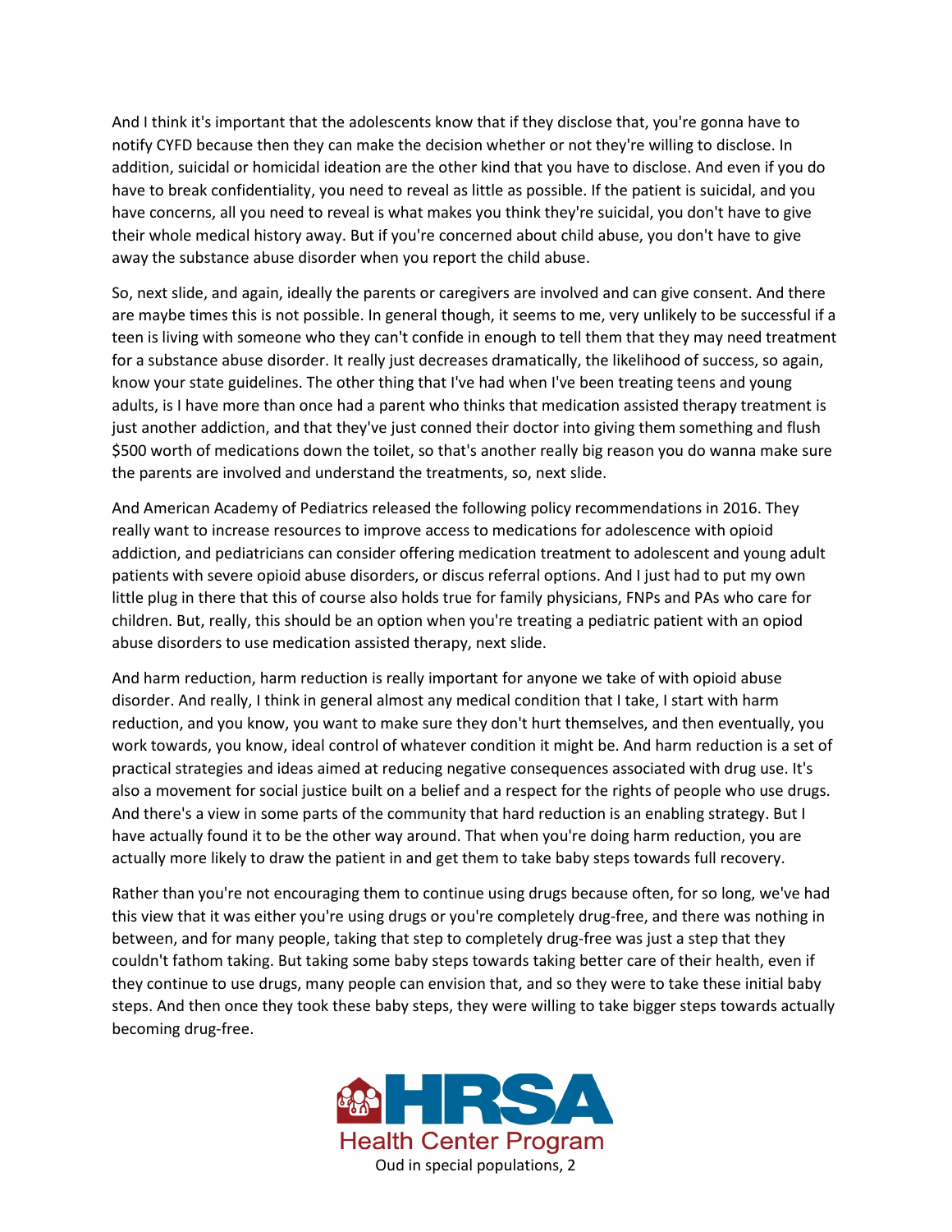And I think it's important that the adolescents know that if they disclose that, you're gonna have to notify CYFD because then they can make the decision whether or not they're willing to disclose. In addition, suicidal or homicidal ideation are the other kind that you have to disclose. And even if you do have to break confidentiality, you need to reveal as little as possible. If the patient is suicidal, and you have concerns, all you need to reveal is what makes you think they're suicidal, you don't have to give their whole medical history away. But if you're concerned about child abuse, you don't have to give away the substance abuse disorder when you report the child abuse.

So, next slide, and again, ideally the parents or caregivers are involved and can give consent. And there are maybe times this is not possible. In general though, it seems to me, very unlikely to be successful if a teen is living with someone who they can't confide in enough to tell them that they may need treatment for a substance abuse disorder. It really just decreases dramatically, the likelihood of success, so again, know your state guidelines. The other thing that I've had when I've been treating teens and young adults, is I have more than once had a parent who thinks that medication assisted therapy treatment is just another addiction, and that they've just conned their doctor into giving them something and flush $500 worth of medications down the toilet, so that's another really big reason you do wanna make sure the parents are involved and understand the treatments, so, next slide.

And American Academy of Pediatrics released the following policy recommendations in 2016. They really want to increase resources to improve access to medications for adolescence with opioid addiction, and pediatricians can consider offering medication treatment to adolescent and young adult patients with severe opioid abuse disorders, or discus referral options. And I just had to put my own little plug in there that this of course also holds true for family physicians, FNPs and PAs who care for children. But, really, this should be an option when you're treating a pediatric patient with an opiod abuse disorders to use medication assisted therapy, next slide.

And harm reduction, harm reduction is really important for anyone we take of with opioid abuse disorder. And really, I think in general almost any medical condition that I take, I start with harm reduction, and you know, you want to make sure they don't hurt themselves, and then eventually, you work towards, you know, ideal control of whatever condition it might be. And harm reduction is a set of practical strategies and ideas aimed at reducing negative consequences associated with drug use. It's also a movement for social justice built on a belief and a respect for the rights of people who use drugs. And there's a view in some parts of the community that hard reduction is an enabling strategy. But I have actually found it to be the other way around. That when you're doing harm reduction, you are actually more likely to draw the patient in and get them to take baby steps towards full recovery.

Rather than you're not encouraging them to continue using drugs because often, for so long, we've had this view that it was either you're using drugs or you're completely drug-free, and there was nothing in between, and for many people, taking that step to completely drug-free was just a step that they couldn't fathom taking. But taking some baby steps towards taking better care of their health, even if they continue to use drugs, many people can envision that, and so they were to take these initial baby steps. And then once they took these baby steps, they were willing to take bigger steps towards actually becoming drug-free.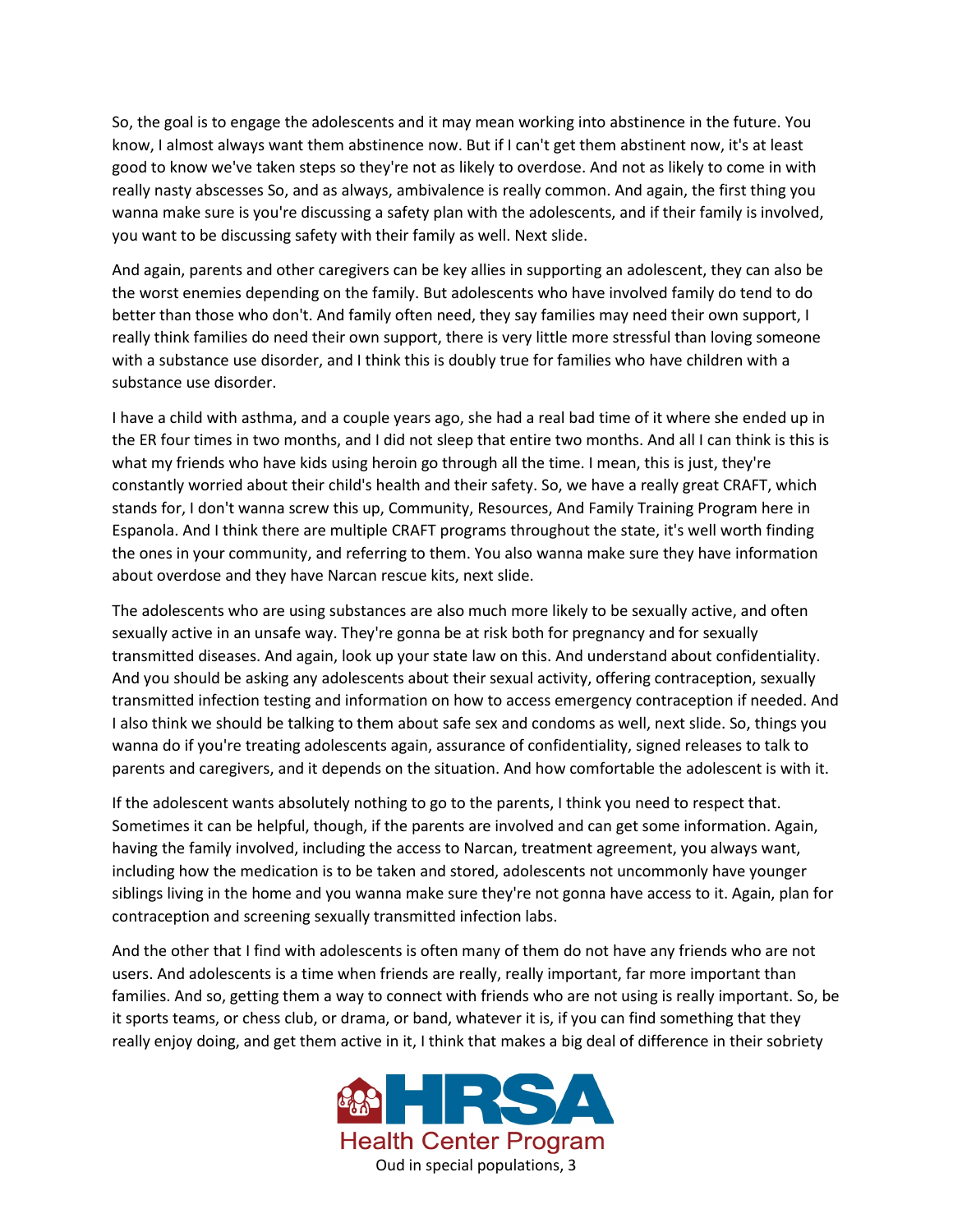So, the goal is to engage the adolescents and it may mean working into abstinence in the future. You know, I almost always want them abstinence now. But if I can't get them abstinent now, it's at least good to know we've taken steps so they're not as likely to overdose. And not as likely to come in with really nasty abscesses So, and as always, ambivalence is really common. And again, the first thing you wanna make sure is you're discussing a safety plan with the adolescents, and if their family is involved, you want to be discussing safety with their family as well. Next slide.

And again, parents and other caregivers can be key allies in supporting an adolescent, they can also be the worst enemies depending on the family. But adolescents who have involved family do tend to do better than those who don't. And family often need, they say families may need their own support, I really think families do need their own support, there is very little more stressful than loving someone with a substance use disorder, and I think this is doubly true for families who have children with a substance use disorder.

I have a child with asthma, and a couple years ago, she had a real bad time of it where she ended up in the ER four times in two months, and I did not sleep that entire two months. And all I can think is this is what my friends who have kids using heroin go through all the time. I mean, this is just, they're constantly worried about their child's health and their safety. So, we have a really great CRAFT, which stands for, I don't wanna screw this up, Community, Resources, And Family Training Program here in Espanola. And I think there are multiple CRAFT programs throughout the state, it's well worth finding the ones in your community, and referring to them. You also wanna make sure they have information about overdose and they have Narcan rescue kits, next slide.

The adolescents who are using substances are also much more likely to be sexually active, and often sexually active in an unsafe way. They're gonna be at risk both for pregnancy and for sexually transmitted diseases. And again, look up your state law on this. And understand about confidentiality. And you should be asking any adolescents about their sexual activity, offering contraception, sexually transmitted infection testing and information on how to access emergency contraception if needed. And I also think we should be talking to them about safe sex and condoms as well, next slide. So, things you wanna do if you're treating adolescents again, assurance of confidentiality, signed releases to talk to parents and caregivers, and it depends on the situation. And how comfortable the adolescent is with it.

If the adolescent wants absolutely nothing to go to the parents, I think you need to respect that. Sometimes it can be helpful, though, if the parents are involved and can get some information. Again, having the family involved, including the access to Narcan, treatment agreement, you always want, including how the medication is to be taken and stored, adolescents not uncommonly have younger siblings living in the home and you wanna make sure they're not gonna have access to it. Again, plan for contraception and screening sexually transmitted infection labs.

And the other that I find with adolescents is often many of them do not have any friends who are not users. And adolescents is a time when friends are really, really important, far more important than families. And so, getting them a way to connect with friends who are not using is really important. So, be it sports teams, or chess club, or drama, or band, whatever it is, if you can find something that they really enjoy doing, and get them active in it, I think that makes a big deal of difference in their sobriety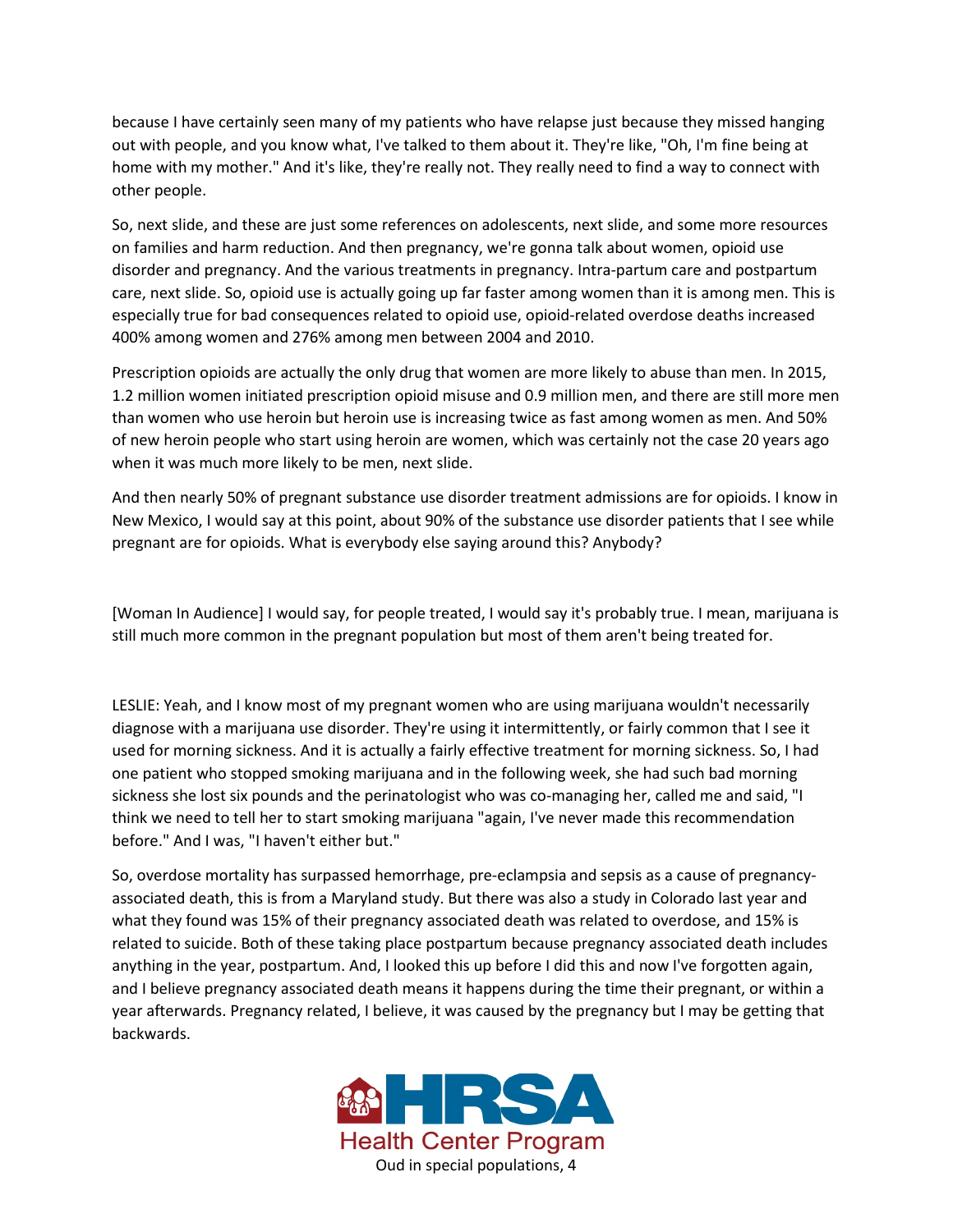because I have certainly seen many of my patients who have relapse just because they missed hanging out with people, and you know what, I've talked to them about it. They're like, "Oh, I'm fine being at home with my mother." And it's like, they're really not. They really need to find a way to connect with other people.

So, next slide, and these are just some references on adolescents, next slide, and some more resources on families and harm reduction. And then pregnancy, we're gonna talk about women, opioid use disorder and pregnancy. And the various treatments in pregnancy. Intra-partum care and postpartum care, next slide. So, opioid use is actually going up far faster among women than it is among men. This is especially true for bad consequences related to opioid use, opioid-related overdose deaths increased 400% among women and 276% among men between 2004 and 2010.

Prescription opioids are actually the only drug that women are more likely to abuse than men. In 2015, 1.2 million women initiated prescription opioid misuse and 0.9 million men, and there are still more men than women who use heroin but heroin use is increasing twice as fast among women as men. And 50% of new heroin people who start using heroin are women, which was certainly not the case 20 years ago when it was much more likely to be men, next slide.

And then nearly 50% of pregnant substance use disorder treatment admissions are for opioids. I know in New Mexico, I would say at this point, about 90% of the substance use disorder patients that I see while pregnant are for opioids. What is everybody else saying around this? Anybody?

[Woman In Audience] I would say, for people treated, I would say it's probably true. I mean, marijuana is still much more common in the pregnant population but most of them aren't being treated for.

LESLIE: Yeah, and I know most of my pregnant women who are using marijuana wouldn't necessarily diagnose with a marijuana use disorder. They're using it intermittently, or fairly common that I see it used for morning sickness. And it is actually a fairly effective treatment for morning sickness. So, I had one patient who stopped smoking marijuana and in the following week, she had such bad morning sickness she lost six pounds and the perinatologist who was co-managing her, called me and said, "I think we need to tell her to start smoking marijuana "again, I've never made this recommendation before." And I was, "I haven't either but."

So, overdose mortality has surpassed hemorrhage, pre-eclampsia and sepsis as a cause of pregnancy-associated death, this is from a Maryland study. But there was also a study in Colorado last year and what they found was 15% of their pregnancy associated death was related to overdose, and 15% is related to suicide. Both of these taking place postpartum because pregnancy associated death includes anything in the year, postpartum. And, I looked this up before I did this and now I've forgotten again, and I believe pregnancy associated death means it happens during the time their pregnant, or within a year afterwards. Pregnancy related, I believe, it was caused by the pregnancy but I may be getting that backwards.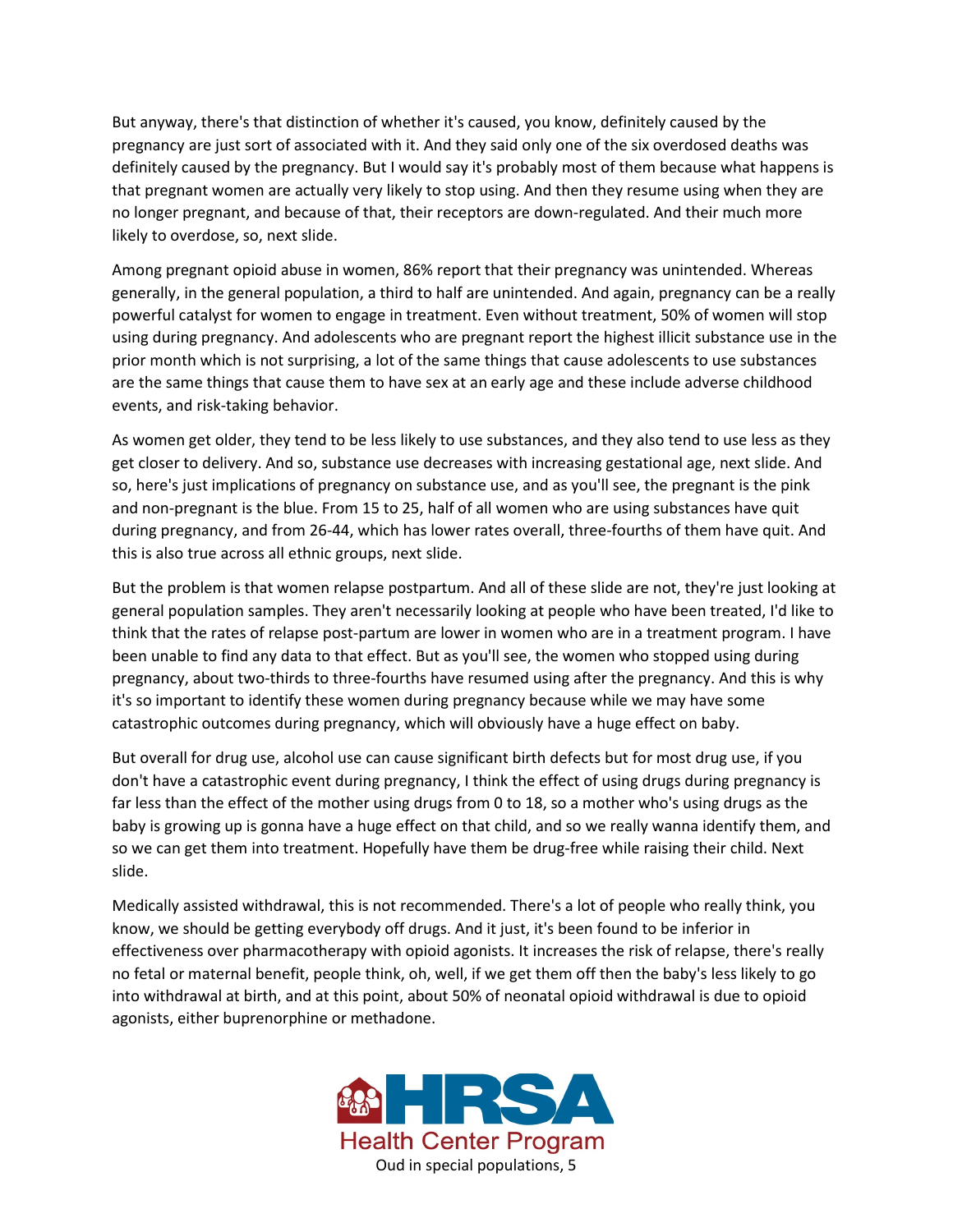But anyway, there's that distinction of whether it's caused, you know, definitely caused by the pregnancy are just sort of associated with it. And they said only one of the six overdosed deaths was definitely caused by the pregnancy. But I would say it's probably most of them because what happens is that pregnant women are actually very likely to stop using. And then they resume using when they are no longer pregnant, and because of that, their receptors are down-regulated. And their much more likely to overdose, so, next slide.

Among pregnant opioid abuse in women, 86% report that their pregnancy was unintended. Whereas generally, in the general population, a third to half are unintended. And again, pregnancy can be a really powerful catalyst for women to engage in treatment. Even without treatment, 50% of women will stop using during pregnancy. And adolescents who are pregnant report the highest illicit substance use in the prior month which is not surprising, a lot of the same things that cause adolescents to use substances are the same things that cause them to have sex at an early age and these include adverse childhood events, and risk-taking behavior.

As women get older, they tend to be less likely to use substances, and they also tend to use less as they get closer to delivery. And so, substance use decreases with increasing gestational age, next slide. And so, here's just implications of pregnancy on substance use, and as you'll see, the pregnant is the pink and non-pregnant is the blue. From 15 to 25, half of all women who are using substances have quit during pregnancy, and from 26-44, which has lower rates overall, three-fourths of them have quit. And this is also true across all ethnic groups, next slide.

But the problem is that women relapse postpartum. And all of these slide are not, they're just looking at general population samples. They aren't necessarily looking at people who have been treated, I'd like to think that the rates of relapse post-partum are lower in women who are in a treatment program. I have been unable to find any data to that effect. But as you'll see, the women who stopped using during pregnancy, about two-thirds to three-fourths have resumed using after the pregnancy. And this is why it's so important to identify these women during pregnancy because while we may have some catastrophic outcomes during pregnancy, which will obviously have a huge effect on baby.

But overall for drug use, alcohol use can cause significant birth defects but for most drug use, if you don't have a catastrophic event during pregnancy, I think the effect of using drugs during pregnancy is far less than the effect of the mother using drugs from 0 to 18, so a mother who's using drugs as the baby is growing up is gonna have a huge effect on that child, and so we really wanna identify them, and so we can get them into treatment. Hopefully have them be drug-free while raising their child. Next slide.

Medically assisted withdrawal, this is not recommended. There's a lot of people who really think, you know, we should be getting everybody off drugs. And it just, it's been found to be inferior in effectiveness over pharmacotherapy with opioid agonists. It increases the risk of relapse, there's really no fetal or maternal benefit, people think, oh, well, if we get them off then the baby's less likely to go into withdrawal at birth, and at this point, about 50% of neonatal opioid withdrawal is due to opioid agonists, either buprenorphine or methadone.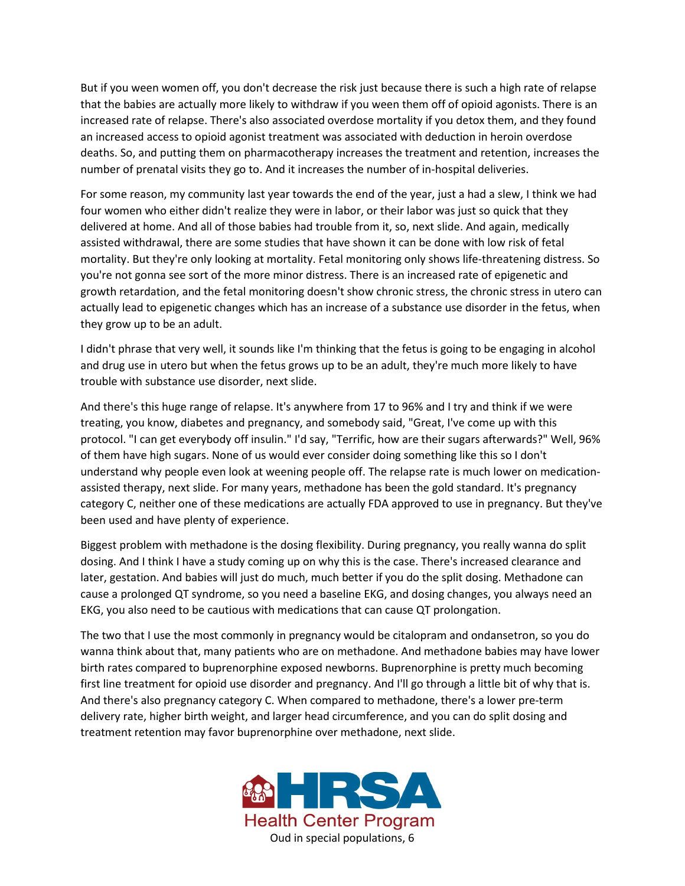But if you ween women off, you don't decrease the risk just because there is such a high rate of relapse that the babies are actually more likely to withdraw if you ween them off of opioid agonists. There is an increased rate of relapse. There's also associated overdose mortality if you detox them, and they found an increased access to opioid agonist treatment was associated with deduction in heroin overdose deaths. So, and putting them on pharmacotherapy increases the treatment and retention, increases the number of prenatal visits they go to. And it increases the number of in-hospital deliveries.

For some reason, my community last year towards the end of the year, just a had a slew, I think we had four women who either didn't realize they were in labor, or their labor was just so quick that they delivered at home. And all of those babies had trouble from it, so, next slide. And again, medically assisted withdrawal, there are some studies that have shown it can be done with low risk of fetal mortality. But they're only looking at mortality. Fetal monitoring only shows life-threatening distress. So you're not gonna see sort of the more minor distress. There is an increased rate of epigenetic and growth retardation, and the fetal monitoring doesn't show chronic stress, the chronic stress in utero can actually lead to epigenetic changes which has an increase of a substance use disorder in the fetus, when they grow up to be an adult.

I didn't phrase that very well, it sounds like I'm thinking that the fetus is going to be engaging in alcohol and drug use in utero but when the fetus grows up to be an adult, they're much more likely to have trouble with substance use disorder, next slide.

And there's this huge range of relapse. It's anywhere from 17 to 96% and I try and think if we were treating, you know, diabetes and pregnancy, and somebody said, "Great, I've come up with this protocol. "I can get everybody off insulin." I'd say, "Terrific, how are their sugars afterwards?" Well, 96% of them have high sugars. None of us would ever consider doing something like this so I don't understand why people even look at weening people off. The relapse rate is much lower on medication-assisted therapy, next slide. For many years, methadone has been the gold standard. It's pregnancy category C, neither one of these medications are actually FDA approved to use in pregnancy. But they've been used and have plenty of experience.

Biggest problem with methadone is the dosing flexibility. During pregnancy, you really wanna do split dosing. And I think I have a study coming up on why this is the case. There's increased clearance and later, gestation. And babies will just do much, much better if you do the split dosing. Methadone can cause a prolonged QT syndrome, so you need a baseline EKG, and dosing changes, you always need an EKG, you also need to be cautious with medications that can cause QT prolongation.

The two that I use the most commonly in pregnancy would be citalopram and ondansetron, so you do wanna think about that, many patients who are on methadone. And methadone babies may have lower birth rates compared to buprenorphine exposed newborns. Buprenorphine is pretty much becoming first line treatment for opioid use disorder and pregnancy. And I'll go through a little bit of why that is. And there's also pregnancy category C. When compared to methadone, there's a lower pre-term delivery rate, higher birth weight, and larger head circumference, and you can do split dosing and treatment retention may favor buprenorphine over methadone, next slide.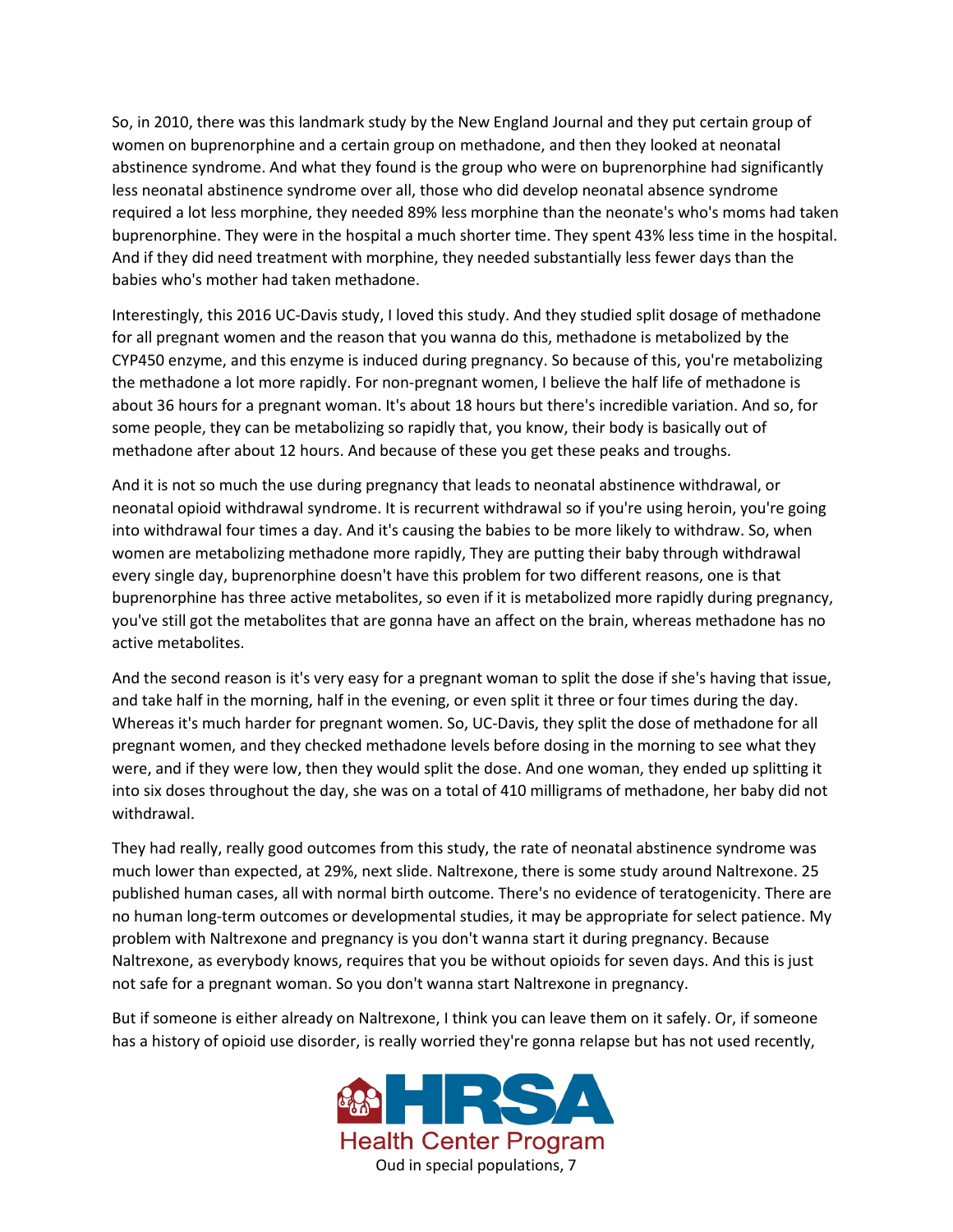So, in 2010, there was this landmark study by the New England Journal and they put certain group of women on buprenorphine and a certain group on methadone, and then they looked at neonatal abstinence syndrome. And what they found is the group who were on buprenorphine had significantly less neonatal abstinence syndrome over all, those who did develop neonatal absence syndrome required a lot less morphine, they needed 89% less morphine than the neonate's who's moms had taken buprenorphine. They were in the hospital a much shorter time. They spent 43% less time in the hospital. And if they did need treatment with morphine, they needed substantially less fewer days than the babies who's mother had taken methadone.

Interestingly, this 2016 UC-Davis study, I loved this study. And they studied split dosage of methadone for all pregnant women and the reason that you wanna do this, methadone is metabolized by the CYP450 enzyme, and this enzyme is induced during pregnancy. So because of this, you're metabolizing the methadone a lot more rapidly. For non-pregnant women, I believe the half life of methadone is about 36 hours for a pregnant woman. It's about 18 hours but there's incredible variation. And so, for some people, they can be metabolizing so rapidly that, you know, their body is basically out of methadone after about 12 hours. And because of these you get these peaks and troughs.

And it is not so much the use during pregnancy that leads to neonatal abstinence withdrawal, or neonatal opioid withdrawal syndrome. It is recurrent withdrawal so if you're using heroin, you're going into withdrawal four times a day. And it's causing the babies to be more likely to withdraw. So, when women are metabolizing methadone more rapidly, They are putting their baby through withdrawal every single day, buprenorphine doesn't have this problem for two different reasons, one is that buprenorphine has three active metabolites, so even if it is metabolized more rapidly during pregnancy, you've still got the metabolites that are gonna have an affect on the brain, whereas methadone has no active metabolites.

And the second reason is it's very easy for a pregnant woman to split the dose if she's having that issue, and take half in the morning, half in the evening, or even split it three or four times during the day. Whereas it's much harder for pregnant women. So, UC-Davis, they split the dose of methadone for all pregnant women, and they checked methadone levels before dosing in the morning to see what they were, and if they were low, then they would split the dose. And one woman, they ended up splitting it into six doses throughout the day, she was on a total of 410 milligrams of methadone, her baby did not withdrawal.

They had really, really good outcomes from this study, the rate of neonatal abstinence syndrome was much lower than expected, at 29%, next slide. Naltrexone, there is some study around Naltrexone. 25 published human cases, all with normal birth outcome. There's no evidence of teratogenicity. There are no human long-term outcomes or developmental studies, it may be appropriate for select patience. My problem with Naltrexone and pregnancy is you don't wanna start it during pregnancy. Because Naltrexone, as everybody knows, requires that you be without opioids for seven days. And this is just not safe for a pregnant woman. So you don't wanna start Naltrexone in pregnancy.

But if someone is either already on Naltrexone, I think you can leave them on it safely. Or, if someone has a history of opioid use disorder, is really worried they're gonna relapse but has not used recently,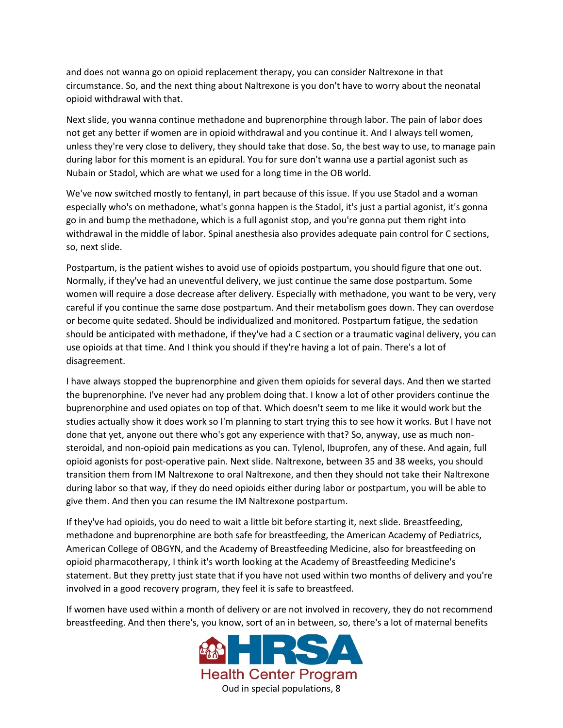and does not wanna go on opioid replacement therapy, you can consider Naltrexone in that circumstance. So, and the next thing about Naltrexone is you don't have to worry about the neonatal opioid withdrawal with that.

Next slide, you wanna continue methadone and buprenorphine through labor. The pain of labor does not get any better if women are in opioid withdrawal and you continue it. And I always tell women, unless they're very close to delivery, they should take that dose. So, the best way to use, to manage pain during labor for this moment is an epidural. You for sure don't wanna use a partial agonist such as Nubain or Stadol, which are what we used for a long time in the OB world.

We've now switched mostly to fentanyl, in part because of this issue. If you use Stadol and a woman especially who's on methadone, what's gonna happen is the Stadol, it's just a partial agonist, it's gonna go in and bump the methadone, which is a full agonist stop, and you're gonna put them right into withdrawal in the middle of labor. Spinal anesthesia also provides adequate pain control for C sections, so, next slide.

Postpartum, is the patient wishes to avoid use of opioids postpartum, you should figure that one out. Normally, if they've had an uneventful delivery, we just continue the same dose postpartum. Some women will require a dose decrease after delivery. Especially with methadone, you want to be very, very careful if you continue the same dose postpartum. And their metabolism goes down. They can overdose or become quite sedated. Should be individualized and monitored. Postpartum fatigue, the sedation should be anticipated with methadone, if they've had a C section or a traumatic vaginal delivery, you can use opioids at that time. And I think you should if they're having a lot of pain. There's a lot of disagreement.

I have always stopped the buprenorphine and given them opioids for several days. And then we started the buprenorphine. I've never had any problem doing that. I know a lot of other providers continue the buprenorphine and used opiates on top of that. Which doesn't seem to me like it would work but the studies actually show it does work so I'm planning to start trying this to see how it works. But I have not done that yet, anyone out there who's got any experience with that? So, anyway, use as much non-steroidal, and non-opioid pain medications as you can. Tylenol, Ibuprofen, any of these. And again, full opioid agonists for post-operative pain. Next slide. Naltrexone, between 35 and 38 weeks, you should transition them from IM Naltrexone to oral Naltrexone, and then they should not take their Naltrexone during labor so that way, if they do need opioids either during labor or postpartum, you will be able to give them. And then you can resume the IM Naltrexone postpartum.

If they've had opioids, you do need to wait a little bit before starting it, next slide. Breastfeeding, methadone and buprenorphine are both safe for breastfeeding, the American Academy of Pediatrics, American College of OBGYN, and the Academy of Breastfeeding Medicine, also for breastfeeding on opioid pharmacotherapy, I think it's worth looking at the Academy of Breastfeeding Medicine's statement. But they pretty just state that if you have not used within two months of delivery and you're involved in a good recovery program, they feel it is safe to breastfeed.

If women have used within a month of delivery or are not involved in recovery, they do not recommend breastfeeding. And then there's, you know, sort of an in between, so, there's a lot of maternal benefits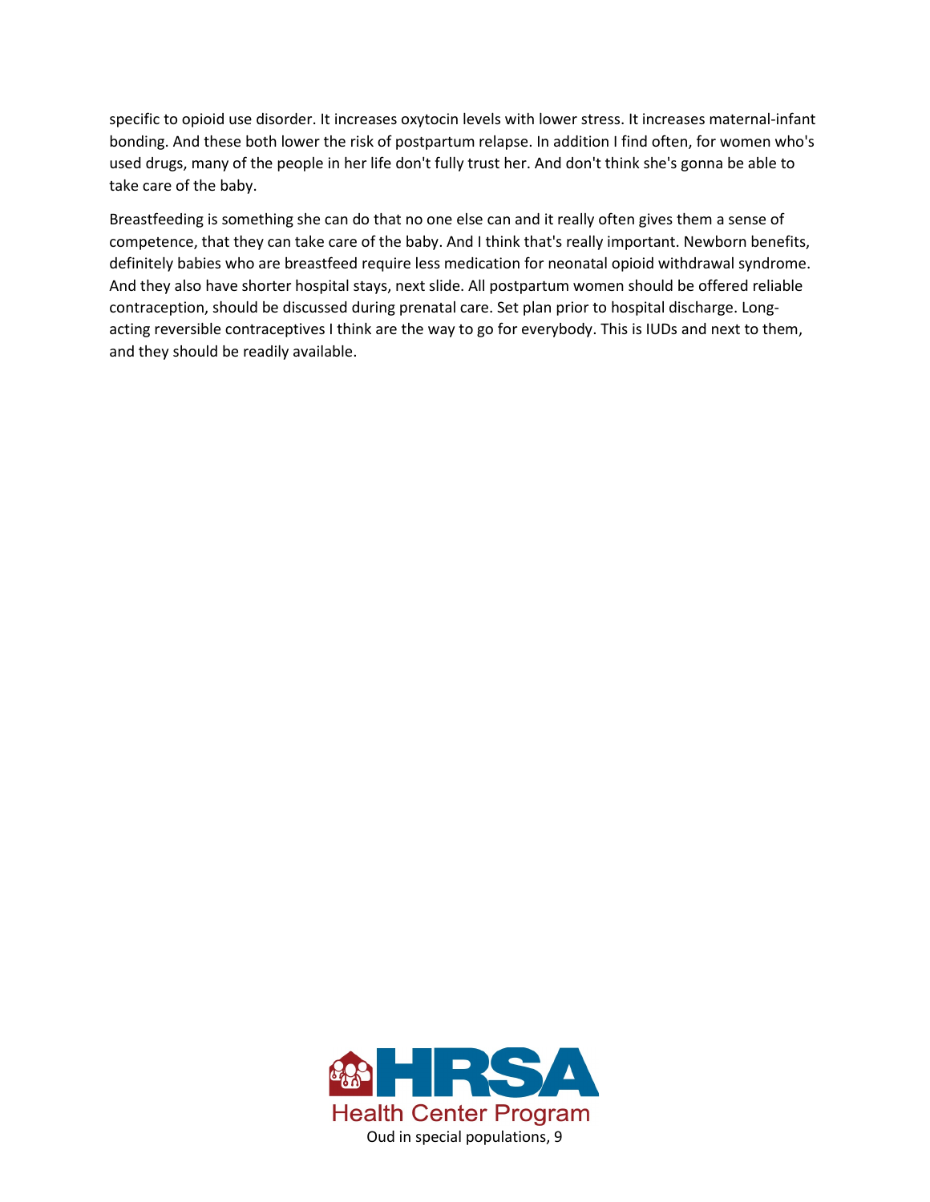specific to opioid use disorder. It increases oxytocin levels with lower stress. It increases maternal-infant bonding. And these both lower the risk of postpartum relapse. In addition I find often, for women who's used drugs, many of the people in her life don't fully trust her. And don't think she's gonna be able to take care of the baby.

Breastfeeding is something she can do that no one else can and it really often gives them a sense of competence, that they can take care of the baby. And I think that's really important. Newborn benefits, definitely babies who are breastfeed require less medication for neonatal opioid withdrawal syndrome. And they also have shorter hospital stays, next slide. All postpartum women should be offered reliable contraception, should be discussed during prenatal care. Set plan prior to hospital discharge. Long-acting reversible contraceptives I think are the way to go for everybody. This is IUDs and next to them, and they should be readily available.